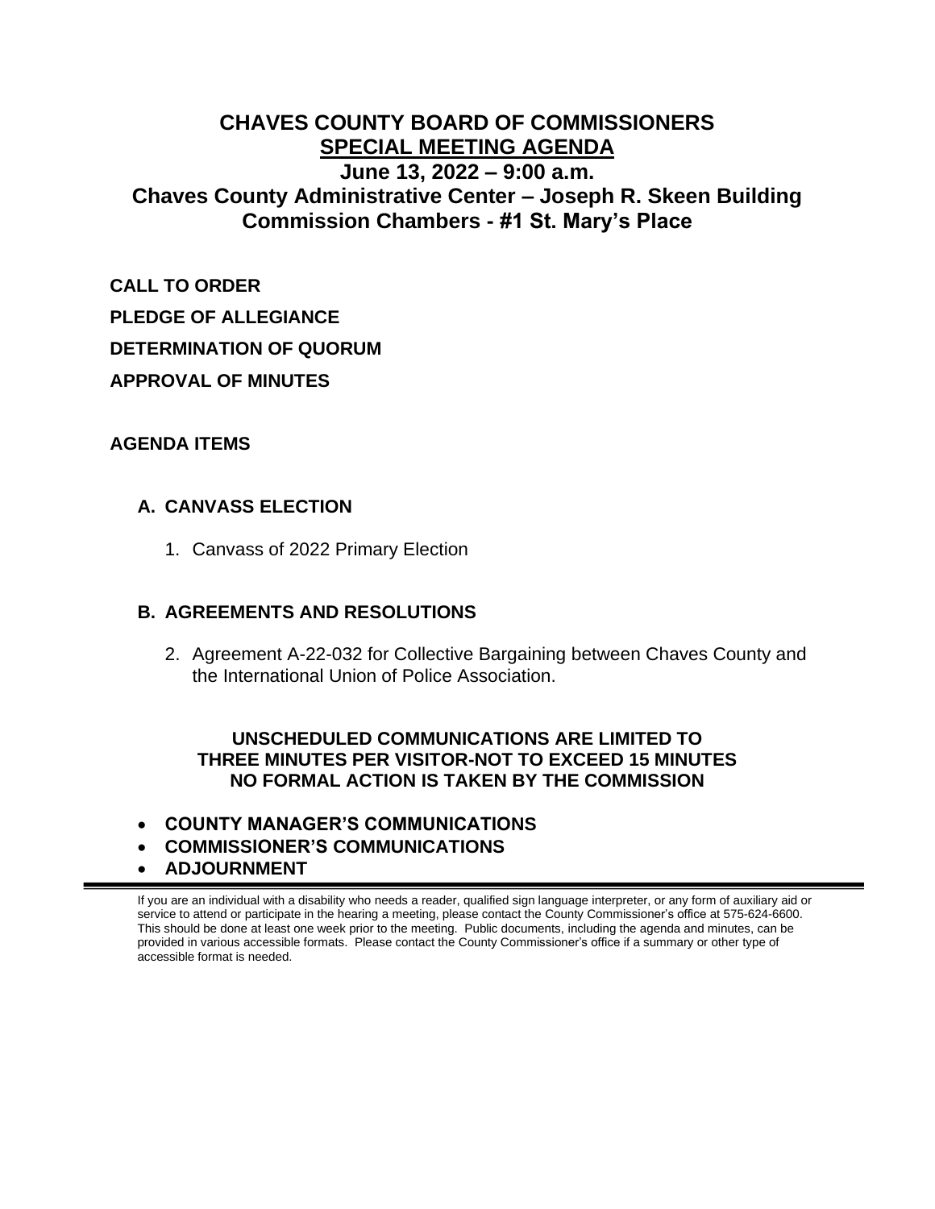# CHAVES COUNTY BOARD OF COMMISSIONERS
## SPECIAL MEETING AGENDA
### June 13, 2022 – 9:00 a.m.
### Chaves County Administrative Center – Joseph R. Skeen Building
### Commission Chambers - #1 St. Mary's Place

**CALL TO ORDER**

**PLEDGE OF ALLEGIANCE**

**DETERMINATION OF QUORUM**

**APPROVAL OF MINUTES**

**AGENDA ITEMS**

**A. CANVASS ELECTION**

1. Canvass of 2022 Primary Election

**B. AGREEMENTS AND RESOLUTIONS**

2. Agreement A-22-032 for Collective Bargaining between Chaves County and the International Union of Police Association.

**UNSCHEDULED COMMUNICATIONS ARE LIMITED TO THREE MINUTES PER VISITOR-NOT TO EXCEED 15 MINUTES NO FORMAL ACTION IS TAKEN BY THE COMMISSION**

- **COUNTY MANAGER'S COMMUNICATIONS**
- **COMMISSIONER'S COMMUNICATIONS**
- **ADJOURNMENT**

---

If you are an individual with a disability who needs a reader, qualified sign language interpreter, or any form of auxiliary aid or service to attend or participate in the hearing a meeting, please contact the County Commissioner's office at 575-624-6600. This should be done at least one week prior to the meeting. Public documents, including the agenda and minutes, can be provided in various accessible formats. Please contact the County Commissioner's office if a summary or other type of accessible format is needed.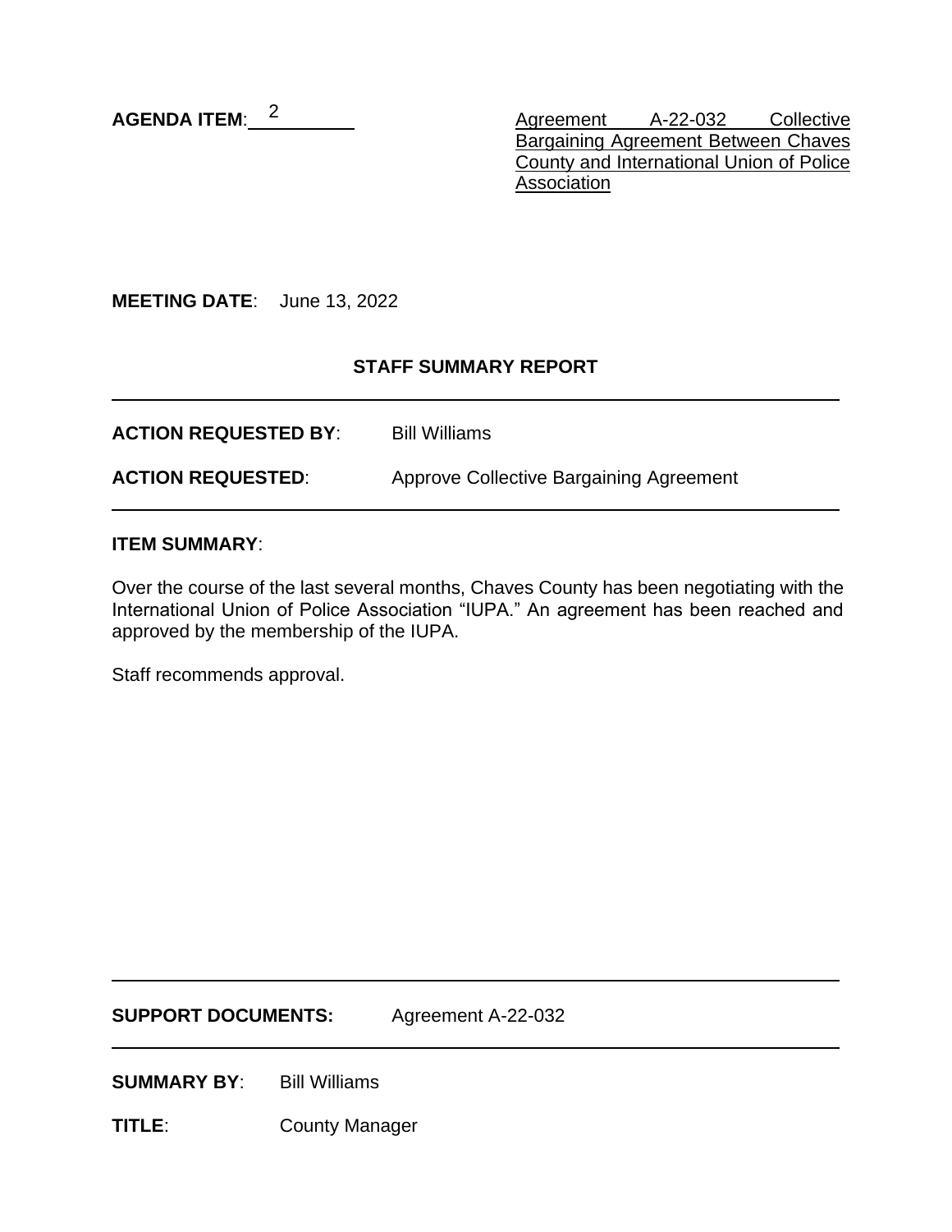**AGENDA ITEM**: 2

Agreement A-22-032 Collective Bargaining Agreement Between Chaves County and International Union of Police Association

**MEETING DATE**: June 13, 2022

**STAFF SUMMARY REPORT**

---

**ACTION REQUESTED BY**: Bill Williams

**ACTION REQUESTED**: Approve Collective Bargaining Agreement

---

**ITEM SUMMARY**:

Over the course of the last several months, Chaves County has been negotiating with the International Union of Police Association "IUPA." An agreement has been reached and approved by the membership of the IUPA.

Staff recommends approval.

---

**SUPPORT DOCUMENTS:** Agreement A-22-032

---

**SUMMARY BY**: Bill Williams

**TITLE**: County Manager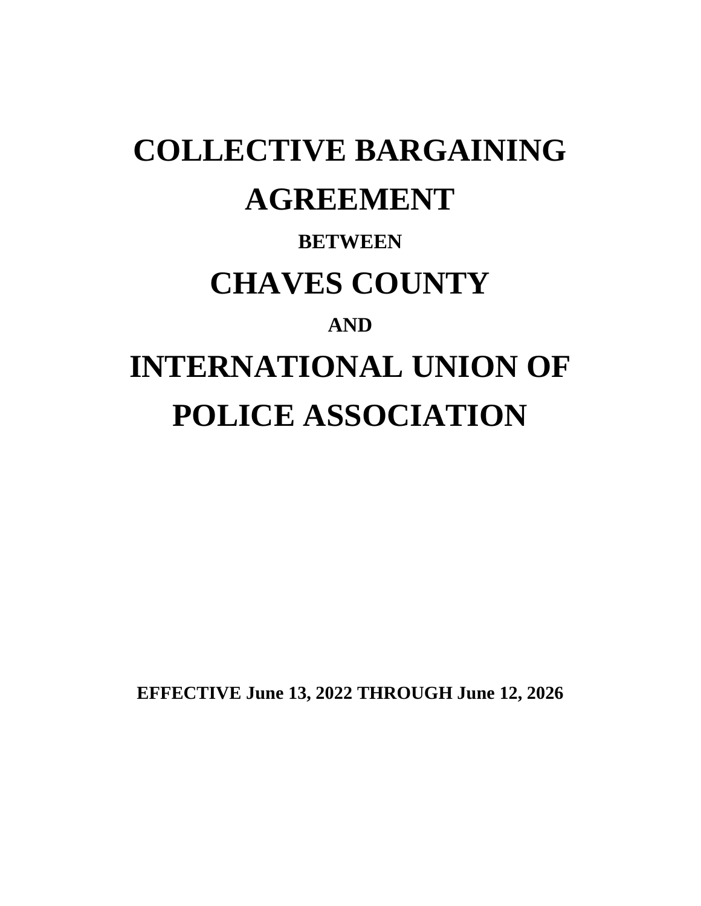# COLLECTIVE BARGAINING AGREEMENT

**BETWEEN**

# CHAVES COUNTY

**AND**

# INTERNATIONAL UNION OF POLICE ASSOCIATION

**EFFECTIVE June 13, 2022 THROUGH June 12, 2026**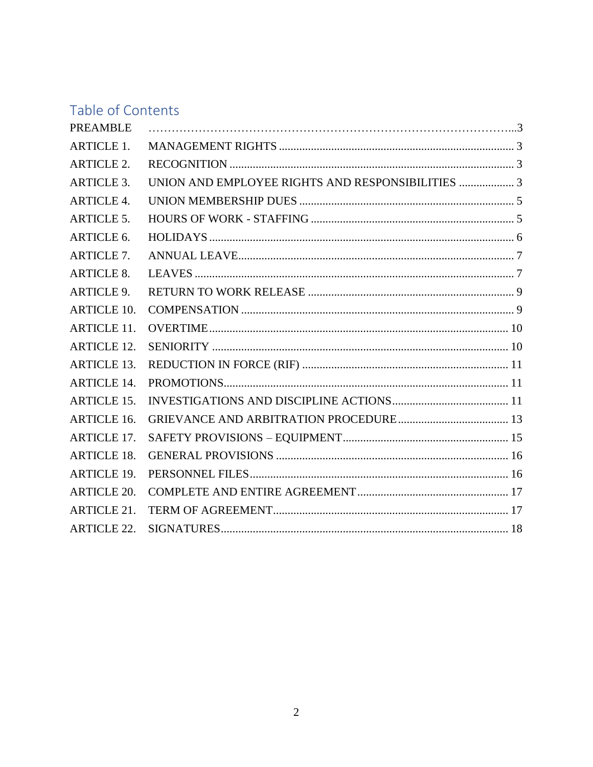# Table of Contents

| | | |
|---|---|---|
| PREAMBLE | | 3 |
| ARTICLE 1. | MANAGEMENT RIGHTS | 3 |
| ARTICLE 2. | RECOGNITION | 3 |
| ARTICLE 3. | UNION AND EMPLOYEE RIGHTS AND RESPONSIBILITIES | 3 |
| ARTICLE 4. | UNION MEMBERSHIP DUES | 5 |
| ARTICLE 5. | HOURS OF WORK - STAFFING | 5 |
| ARTICLE 6. | HOLIDAYS | 6 |
| ARTICLE 7. | ANNUAL LEAVE | 7 |
| ARTICLE 8. | LEAVES | 7 |
| ARTICLE 9. | RETURN TO WORK RELEASE | 9 |
| ARTICLE 10. | COMPENSATION | 9 |
| ARTICLE 11. | OVERTIME | 10 |
| ARTICLE 12. | SENIORITY | 10 |
| ARTICLE 13. | REDUCTION IN FORCE (RIF) | 11 |
| ARTICLE 14. | PROMOTIONS | 11 |
| ARTICLE 15. | INVESTIGATIONS AND DISCIPLINE ACTIONS | 11 |
| ARTICLE 16. | GRIEVANCE AND ARBITRATION PROCEDURE | 13 |
| ARTICLE 17. | SAFETY PROVISIONS – EQUIPMENT | 15 |
| ARTICLE 18. | GENERAL PROVISIONS | 16 |
| ARTICLE 19. | PERSONNEL FILES | 16 |
| ARTICLE 20. | COMPLETE AND ENTIRE AGREEMENT | 17 |
| ARTICLE 21. | TERM OF AGREEMENT | 17 |
| ARTICLE 22. | SIGNATURES | 18 |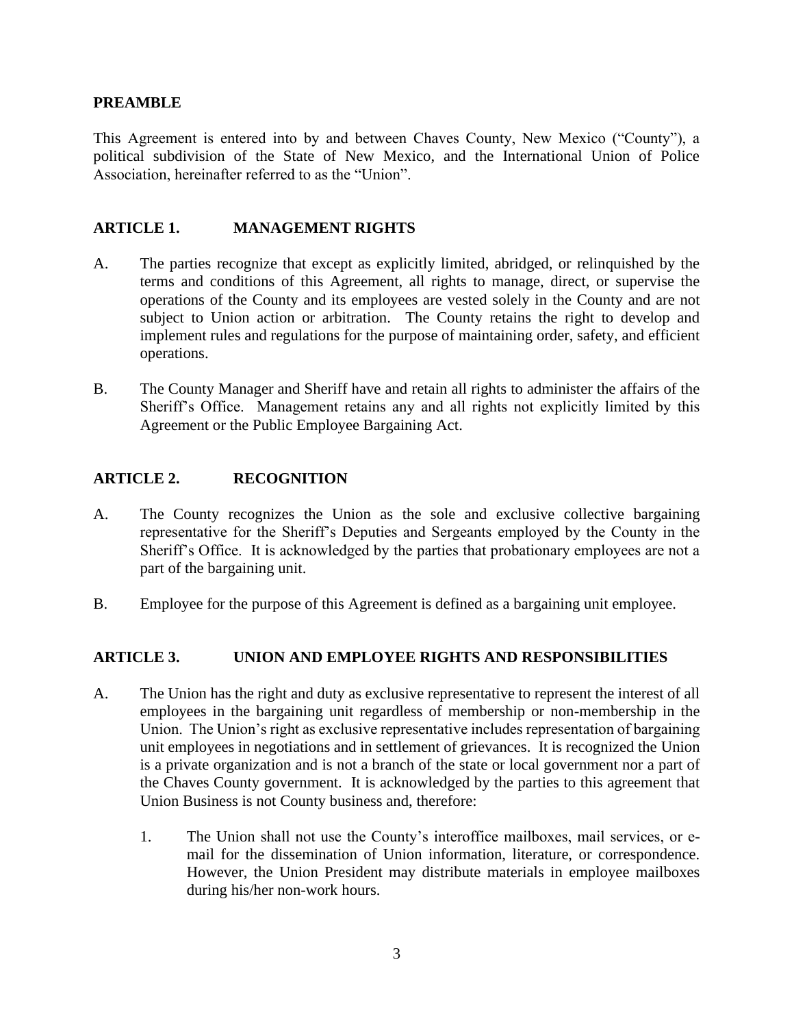## PREAMBLE

This Agreement is entered into by and between Chaves County, New Mexico ("County"), a political subdivision of the State of New Mexico, and the International Union of Police Association, hereinafter referred to as the "Union".

## ARTICLE 1. MANAGEMENT RIGHTS

A. The parties recognize that except as explicitly limited, abridged, or relinquished by the terms and conditions of this Agreement, all rights to manage, direct, or supervise the operations of the County and its employees are vested solely in the County and are not subject to Union action or arbitration. The County retains the right to develop and implement rules and regulations for the purpose of maintaining order, safety, and efficient operations.

B. The County Manager and Sheriff have and retain all rights to administer the affairs of the Sheriff's Office. Management retains any and all rights not explicitly limited by this Agreement or the Public Employee Bargaining Act.

## ARTICLE 2. RECOGNITION

A. The County recognizes the Union as the sole and exclusive collective bargaining representative for the Sheriff's Deputies and Sergeants employed by the County in the Sheriff's Office. It is acknowledged by the parties that probationary employees are not a part of the bargaining unit.

B. Employee for the purpose of this Agreement is defined as a bargaining unit employee.

## ARTICLE 3. UNION AND EMPLOYEE RIGHTS AND RESPONSIBILITIES

A. The Union has the right and duty as exclusive representative to represent the interest of all employees in the bargaining unit regardless of membership or non-membership in the Union. The Union's right as exclusive representative includes representation of bargaining unit employees in negotiations and in settlement of grievances. It is recognized the Union is a private organization and is not a branch of the state or local government nor a part of the Chaves County government. It is acknowledged by the parties to this agreement that Union Business is not County business and, therefore:

   1. The Union shall not use the County's interoffice mailboxes, mail services, or e-mail for the dissemination of Union information, literature, or correspondence. However, the Union President may distribute materials in employee mailboxes during his/her non-work hours.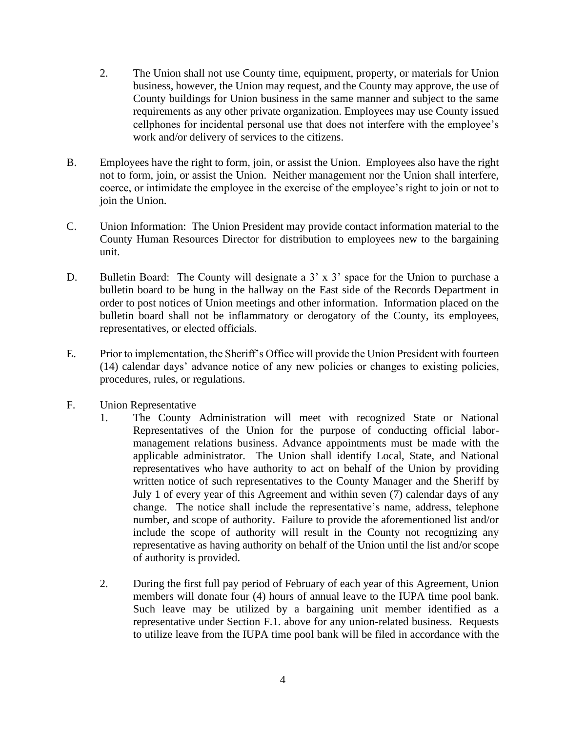2. The Union shall not use County time, equipment, property, or materials for Union business, however, the Union may request, and the County may approve, the use of County buildings for Union business in the same manner and subject to the same requirements as any other private organization. Employees may use County issued cellphones for incidental personal use that does not interfere with the employee's work and/or delivery of services to the citizens.

B. Employees have the right to form, join, or assist the Union. Employees also have the right not to form, join, or assist the Union. Neither management nor the Union shall interfere, coerce, or intimidate the employee in the exercise of the employee's right to join or not to join the Union.

C. Union Information: The Union President may provide contact information material to the County Human Resources Director for distribution to employees new to the bargaining unit.

D. Bulletin Board: The County will designate a 3' x 3' space for the Union to purchase a bulletin board to be hung in the hallway on the East side of the Records Department in order to post notices of Union meetings and other information. Information placed on the bulletin board shall not be inflammatory or derogatory of the County, its employees, representatives, or elected officials.

E. Prior to implementation, the Sheriff's Office will provide the Union President with fourteen (14) calendar days' advance notice of any new policies or changes to existing policies, procedures, rules, or regulations.

F. Union Representative

1. The County Administration will meet with recognized State or National Representatives of the Union for the purpose of conducting official labor-management relations business. Advance appointments must be made with the applicable administrator. The Union shall identify Local, State, and National representatives who have authority to act on behalf of the Union by providing written notice of such representatives to the County Manager and the Sheriff by July 1 of every year of this Agreement and within seven (7) calendar days of any change. The notice shall include the representative's name, address, telephone number, and scope of authority. Failure to provide the aforementioned list and/or include the scope of authority will result in the County not recognizing any representative as having authority on behalf of the Union until the list and/or scope of authority is provided.

2. During the first full pay period of February of each year of this Agreement, Union members will donate four (4) hours of annual leave to the IUPA time pool bank. Such leave may be utilized by a bargaining unit member identified as a representative under Section F.1. above for any union-related business. Requests to utilize leave from the IUPA time pool bank will be filed in accordance with the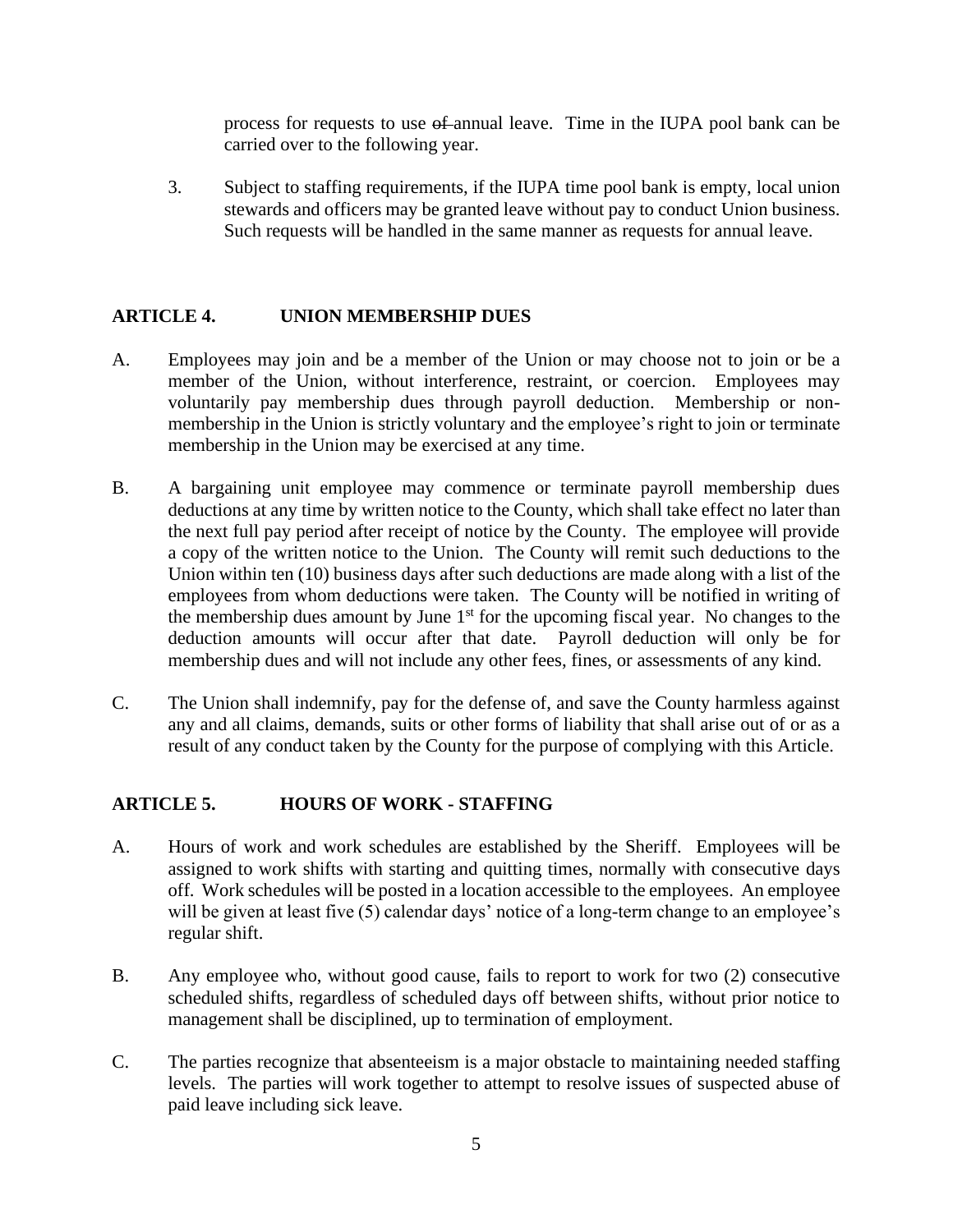process for requests to use ~~of~~ annual leave. Time in the IUPA pool bank can be carried over to the following year.

3. Subject to staffing requirements, if the IUPA time pool bank is empty, local union stewards and officers may be granted leave without pay to conduct Union business. Such requests will be handled in the same manner as requests for annual leave.

## ARTICLE 4. UNION MEMBERSHIP DUES

A. Employees may join and be a member of the Union or may choose not to join or be a member of the Union, without interference, restraint, or coercion. Employees may voluntarily pay membership dues through payroll deduction. Membership or non-membership in the Union is strictly voluntary and the employee's right to join or terminate membership in the Union may be exercised at any time.

B. A bargaining unit employee may commence or terminate payroll membership dues deductions at any time by written notice to the County, which shall take effect no later than the next full pay period after receipt of notice by the County. The employee will provide a copy of the written notice to the Union. The County will remit such deductions to the Union within ten (10) business days after such deductions are made along with a list of the employees from whom deductions were taken. The County will be notified in writing of the membership dues amount by June 1st for the upcoming fiscal year. No changes to the deduction amounts will occur after that date. Payroll deduction will only be for membership dues and will not include any other fees, fines, or assessments of any kind.

C. The Union shall indemnify, pay for the defense of, and save the County harmless against any and all claims, demands, suits or other forms of liability that shall arise out of or as a result of any conduct taken by the County for the purpose of complying with this Article.

## ARTICLE 5. HOURS OF WORK - STAFFING

A. Hours of work and work schedules are established by the Sheriff. Employees will be assigned to work shifts with starting and quitting times, normally with consecutive days off. Work schedules will be posted in a location accessible to the employees. An employee will be given at least five (5) calendar days' notice of a long-term change to an employee's regular shift.

B. Any employee who, without good cause, fails to report to work for two (2) consecutive scheduled shifts, regardless of scheduled days off between shifts, without prior notice to management shall be disciplined, up to termination of employment.

C. The parties recognize that absenteeism is a major obstacle to maintaining needed staffing levels. The parties will work together to attempt to resolve issues of suspected abuse of paid leave including sick leave.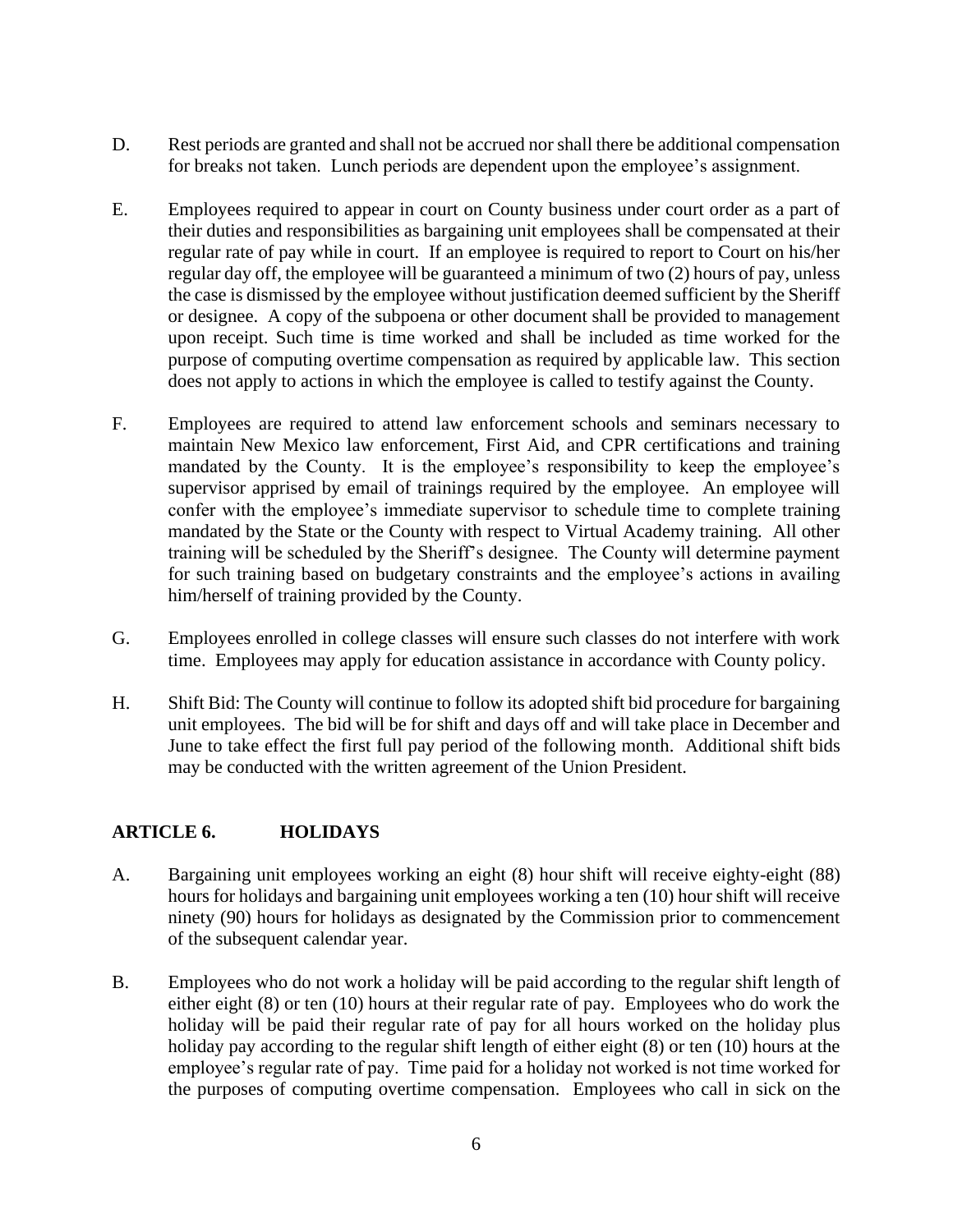D. Rest periods are granted and shall not be accrued nor shall there be additional compensation for breaks not taken. Lunch periods are dependent upon the employee's assignment.

E. Employees required to appear in court on County business under court order as a part of their duties and responsibilities as bargaining unit employees shall be compensated at their regular rate of pay while in court. If an employee is required to report to Court on his/her regular day off, the employee will be guaranteed a minimum of two (2) hours of pay, unless the case is dismissed by the employee without justification deemed sufficient by the Sheriff or designee. A copy of the subpoena or other document shall be provided to management upon receipt. Such time is time worked and shall be included as time worked for the purpose of computing overtime compensation as required by applicable law. This section does not apply to actions in which the employee is called to testify against the County.

F. Employees are required to attend law enforcement schools and seminars necessary to maintain New Mexico law enforcement, First Aid, and CPR certifications and training mandated by the County. It is the employee's responsibility to keep the employee's supervisor apprised by email of trainings required by the employee. An employee will confer with the employee's immediate supervisor to schedule time to complete training mandated by the State or the County with respect to Virtual Academy training. All other training will be scheduled by the Sheriff's designee. The County will determine payment for such training based on budgetary constraints and the employee's actions in availing him/herself of training provided by the County.

G. Employees enrolled in college classes will ensure such classes do not interfere with work time. Employees may apply for education assistance in accordance with County policy.

H. Shift Bid: The County will continue to follow its adopted shift bid procedure for bargaining unit employees. The bid will be for shift and days off and will take place in December and June to take effect the first full pay period of the following month. Additional shift bids may be conducted with the written agreement of the Union President.

## ARTICLE 6. HOLIDAYS

A. Bargaining unit employees working an eight (8) hour shift will receive eighty-eight (88) hours for holidays and bargaining unit employees working a ten (10) hour shift will receive ninety (90) hours for holidays as designated by the Commission prior to commencement of the subsequent calendar year.

B. Employees who do not work a holiday will be paid according to the regular shift length of either eight (8) or ten (10) hours at their regular rate of pay. Employees who do work the holiday will be paid their regular rate of pay for all hours worked on the holiday plus holiday pay according to the regular shift length of either eight (8) or ten (10) hours at the employee's regular rate of pay. Time paid for a holiday not worked is not time worked for the purposes of computing overtime compensation. Employees who call in sick on the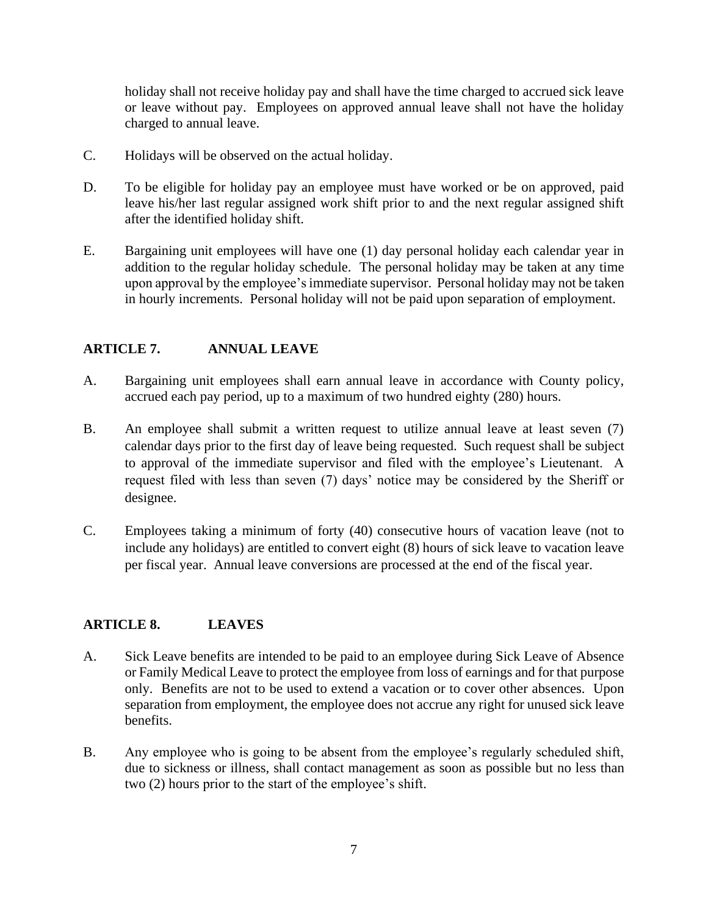holiday shall not receive holiday pay and shall have the time charged to accrued sick leave or leave without pay. Employees on approved annual leave shall not have the holiday charged to annual leave.

C. Holidays will be observed on the actual holiday.

D. To be eligible for holiday pay an employee must have worked or be on approved, paid leave his/her last regular assigned work shift prior to and the next regular assigned shift after the identified holiday shift.

E. Bargaining unit employees will have one (1) day personal holiday each calendar year in addition to the regular holiday schedule. The personal holiday may be taken at any time upon approval by the employee's immediate supervisor. Personal holiday may not be taken in hourly increments. Personal holiday will not be paid upon separation of employment.

## ARTICLE 7. ANNUAL LEAVE

A. Bargaining unit employees shall earn annual leave in accordance with County policy, accrued each pay period, up to a maximum of two hundred eighty (280) hours.

B. An employee shall submit a written request to utilize annual leave at least seven (7) calendar days prior to the first day of leave being requested. Such request shall be subject to approval of the immediate supervisor and filed with the employee's Lieutenant. A request filed with less than seven (7) days' notice may be considered by the Sheriff or designee.

C. Employees taking a minimum of forty (40) consecutive hours of vacation leave (not to include any holidays) are entitled to convert eight (8) hours of sick leave to vacation leave per fiscal year. Annual leave conversions are processed at the end of the fiscal year.

## ARTICLE 8. LEAVES

A. Sick Leave benefits are intended to be paid to an employee during Sick Leave of Absence or Family Medical Leave to protect the employee from loss of earnings and for that purpose only. Benefits are not to be used to extend a vacation or to cover other absences. Upon separation from employment, the employee does not accrue any right for unused sick leave benefits.

B. Any employee who is going to be absent from the employee's regularly scheduled shift, due to sickness or illness, shall contact management as soon as possible but no less than two (2) hours prior to the start of the employee's shift.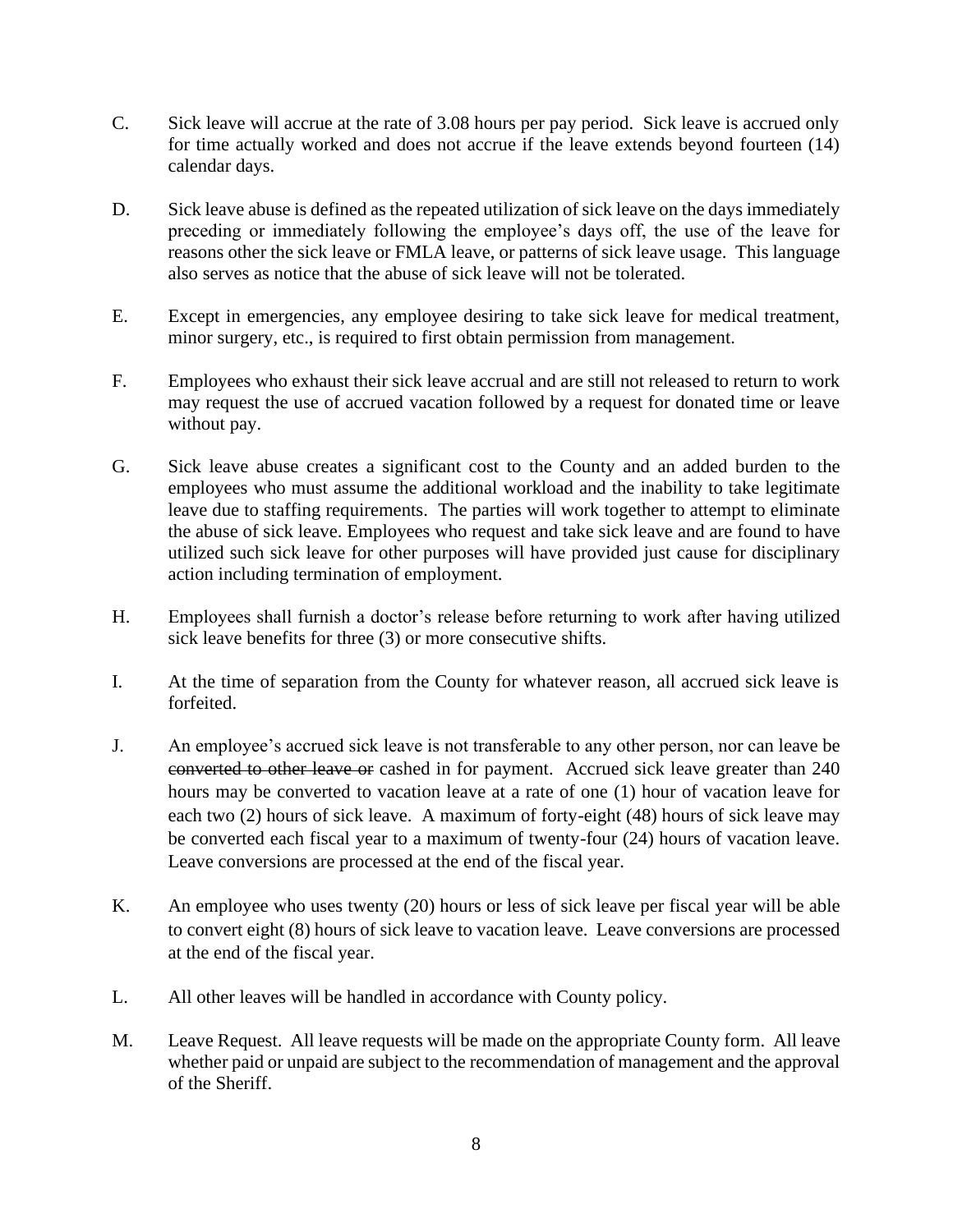C. Sick leave will accrue at the rate of 3.08 hours per pay period. Sick leave is accrued only for time actually worked and does not accrue if the leave extends beyond fourteen (14) calendar days.

D. Sick leave abuse is defined as the repeated utilization of sick leave on the days immediately preceding or immediately following the employee's days off, the use of the leave for reasons other the sick leave or FMLA leave, or patterns of sick leave usage. This language also serves as notice that the abuse of sick leave will not be tolerated.

E. Except in emergencies, any employee desiring to take sick leave for medical treatment, minor surgery, etc., is required to first obtain permission from management.

F. Employees who exhaust their sick leave accrual and are still not released to return to work may request the use of accrued vacation followed by a request for donated time or leave without pay.

G. Sick leave abuse creates a significant cost to the County and an added burden to the employees who must assume the additional workload and the inability to take legitimate leave due to staffing requirements. The parties will work together to attempt to eliminate the abuse of sick leave. Employees who request and take sick leave and are found to have utilized such sick leave for other purposes will have provided just cause for disciplinary action including termination of employment.

H. Employees shall furnish a doctor's release before returning to work after having utilized sick leave benefits for three (3) or more consecutive shifts.

I. At the time of separation from the County for whatever reason, all accrued sick leave is forfeited.

J. An employee's accrued sick leave is not transferable to any other person, nor can leave be ~~converted to other leave or~~ cashed in for payment. Accrued sick leave greater than 240 hours may be converted to vacation leave at a rate of one (1) hour of vacation leave for each two (2) hours of sick leave. A maximum of forty-eight (48) hours of sick leave may be converted each fiscal year to a maximum of twenty-four (24) hours of vacation leave. Leave conversions are processed at the end of the fiscal year.

K. An employee who uses twenty (20) hours or less of sick leave per fiscal year will be able to convert eight (8) hours of sick leave to vacation leave. Leave conversions are processed at the end of the fiscal year.

L. All other leaves will be handled in accordance with County policy.

M. Leave Request. All leave requests will be made on the appropriate County form. All leave whether paid or unpaid are subject to the recommendation of management and the approval of the Sheriff.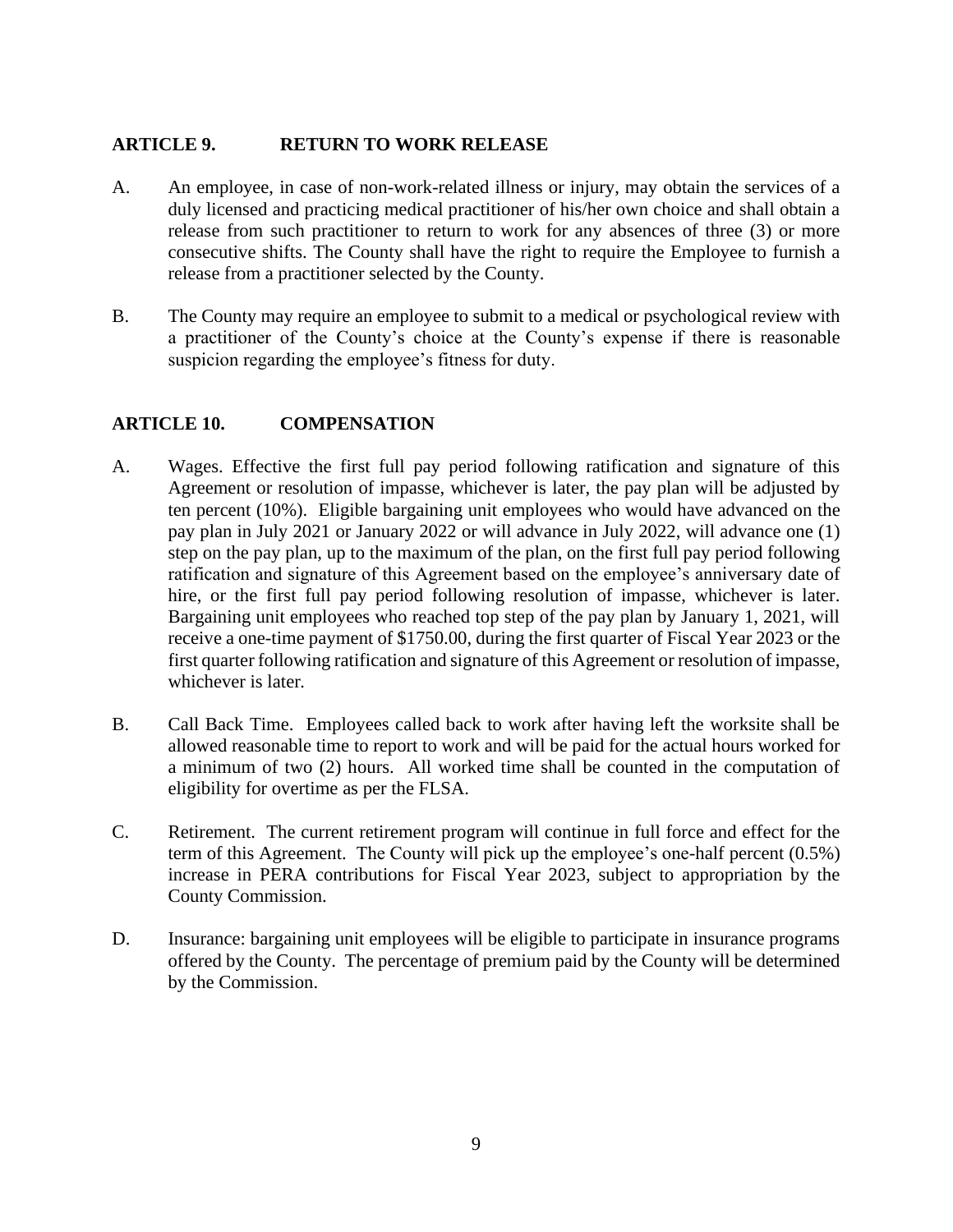## ARTICLE 9. RETURN TO WORK RELEASE

A. An employee, in case of non-work-related illness or injury, may obtain the services of a duly licensed and practicing medical practitioner of his/her own choice and shall obtain a release from such practitioner to return to work for any absences of three (3) or more consecutive shifts. The County shall have the right to require the Employee to furnish a release from a practitioner selected by the County.

B. The County may require an employee to submit to a medical or psychological review with a practitioner of the County's choice at the County's expense if there is reasonable suspicion regarding the employee's fitness for duty.

## ARTICLE 10. COMPENSATION

A. Wages. Effective the first full pay period following ratification and signature of this Agreement or resolution of impasse, whichever is later, the pay plan will be adjusted by ten percent (10%). Eligible bargaining unit employees who would have advanced on the pay plan in July 2021 or January 2022 or will advance in July 2022, will advance one (1) step on the pay plan, up to the maximum of the plan, on the first full pay period following ratification and signature of this Agreement based on the employee's anniversary date of hire, or the first full pay period following resolution of impasse, whichever is later. Bargaining unit employees who reached top step of the pay plan by January 1, 2021, will receive a one-time payment of $1750.00, during the first quarter of Fiscal Year 2023 or the first quarter following ratification and signature of this Agreement or resolution of impasse, whichever is later.

B. Call Back Time. Employees called back to work after having left the worksite shall be allowed reasonable time to report to work and will be paid for the actual hours worked for a minimum of two (2) hours. All worked time shall be counted in the computation of eligibility for overtime as per the FLSA.

C. Retirement. The current retirement program will continue in full force and effect for the term of this Agreement. The County will pick up the employee's one-half percent (0.5%) increase in PERA contributions for Fiscal Year 2023, subject to appropriation by the County Commission.

D. Insurance: bargaining unit employees will be eligible to participate in insurance programs offered by the County. The percentage of premium paid by the County will be determined by the Commission.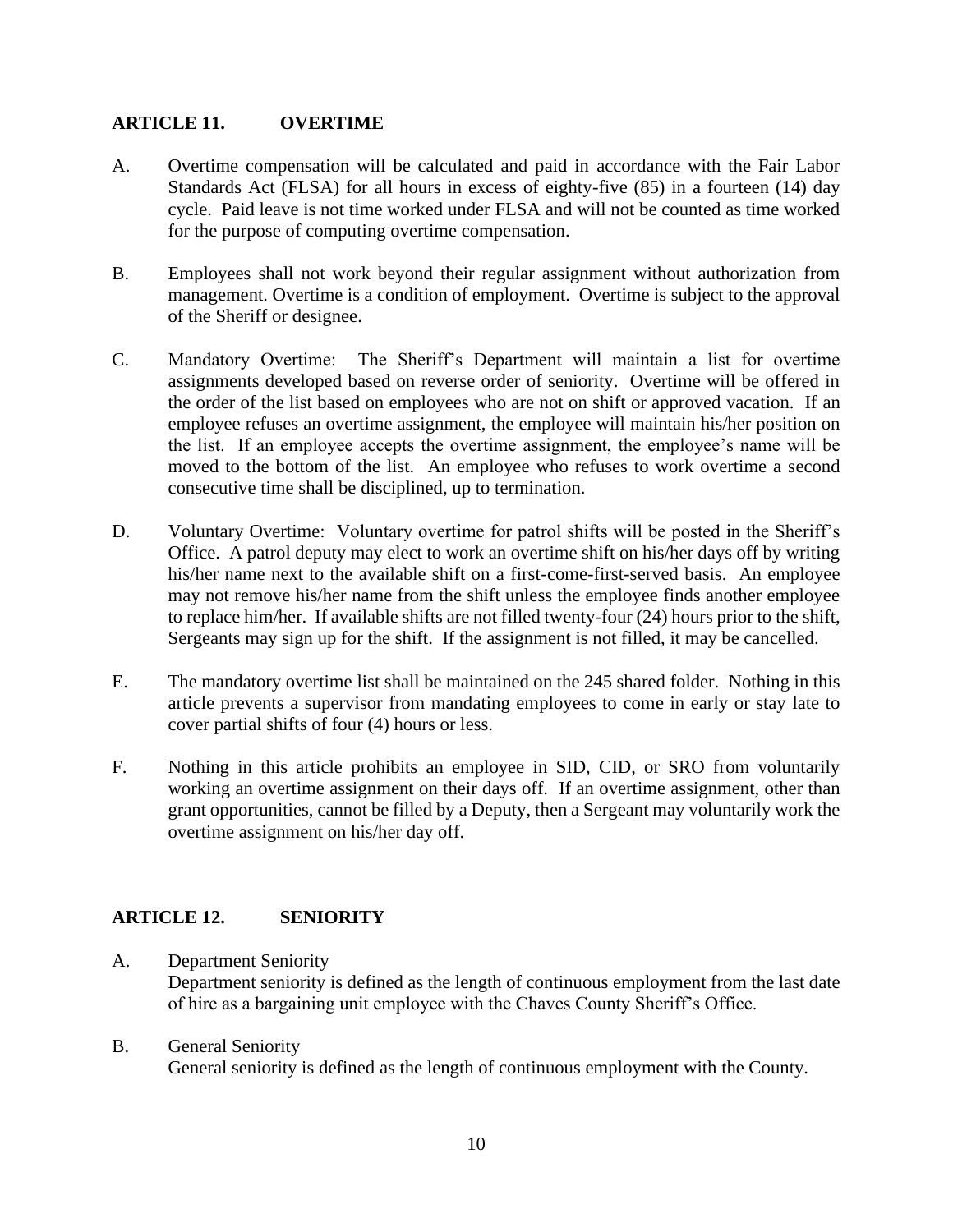## ARTICLE 11. OVERTIME

A. Overtime compensation will be calculated and paid in accordance with the Fair Labor Standards Act (FLSA) for all hours in excess of eighty-five (85) in a fourteen (14) day cycle. Paid leave is not time worked under FLSA and will not be counted as time worked for the purpose of computing overtime compensation.

B. Employees shall not work beyond their regular assignment without authorization from management. Overtime is a condition of employment. Overtime is subject to the approval of the Sheriff or designee.

C. Mandatory Overtime: The Sheriff's Department will maintain a list for overtime assignments developed based on reverse order of seniority. Overtime will be offered in the order of the list based on employees who are not on shift or approved vacation. If an employee refuses an overtime assignment, the employee will maintain his/her position on the list. If an employee accepts the overtime assignment, the employee's name will be moved to the bottom of the list. An employee who refuses to work overtime a second consecutive time shall be disciplined, up to termination.

D. Voluntary Overtime: Voluntary overtime for patrol shifts will be posted in the Sheriff's Office. A patrol deputy may elect to work an overtime shift on his/her days off by writing his/her name next to the available shift on a first-come-first-served basis. An employee may not remove his/her name from the shift unless the employee finds another employee to replace him/her. If available shifts are not filled twenty-four (24) hours prior to the shift, Sergeants may sign up for the shift. If the assignment is not filled, it may be cancelled.

E. The mandatory overtime list shall be maintained on the 245 shared folder. Nothing in this article prevents a supervisor from mandating employees to come in early or stay late to cover partial shifts of four (4) hours or less.

F. Nothing in this article prohibits an employee in SID, CID, or SRO from voluntarily working an overtime assignment on their days off. If an overtime assignment, other than grant opportunities, cannot be filled by a Deputy, then a Sergeant may voluntarily work the overtime assignment on his/her day off.

## ARTICLE 12. SENIORITY

A. Department Seniority
Department seniority is defined as the length of continuous employment from the last date of hire as a bargaining unit employee with the Chaves County Sheriff's Office.

B. General Seniority
General seniority is defined as the length of continuous employment with the County.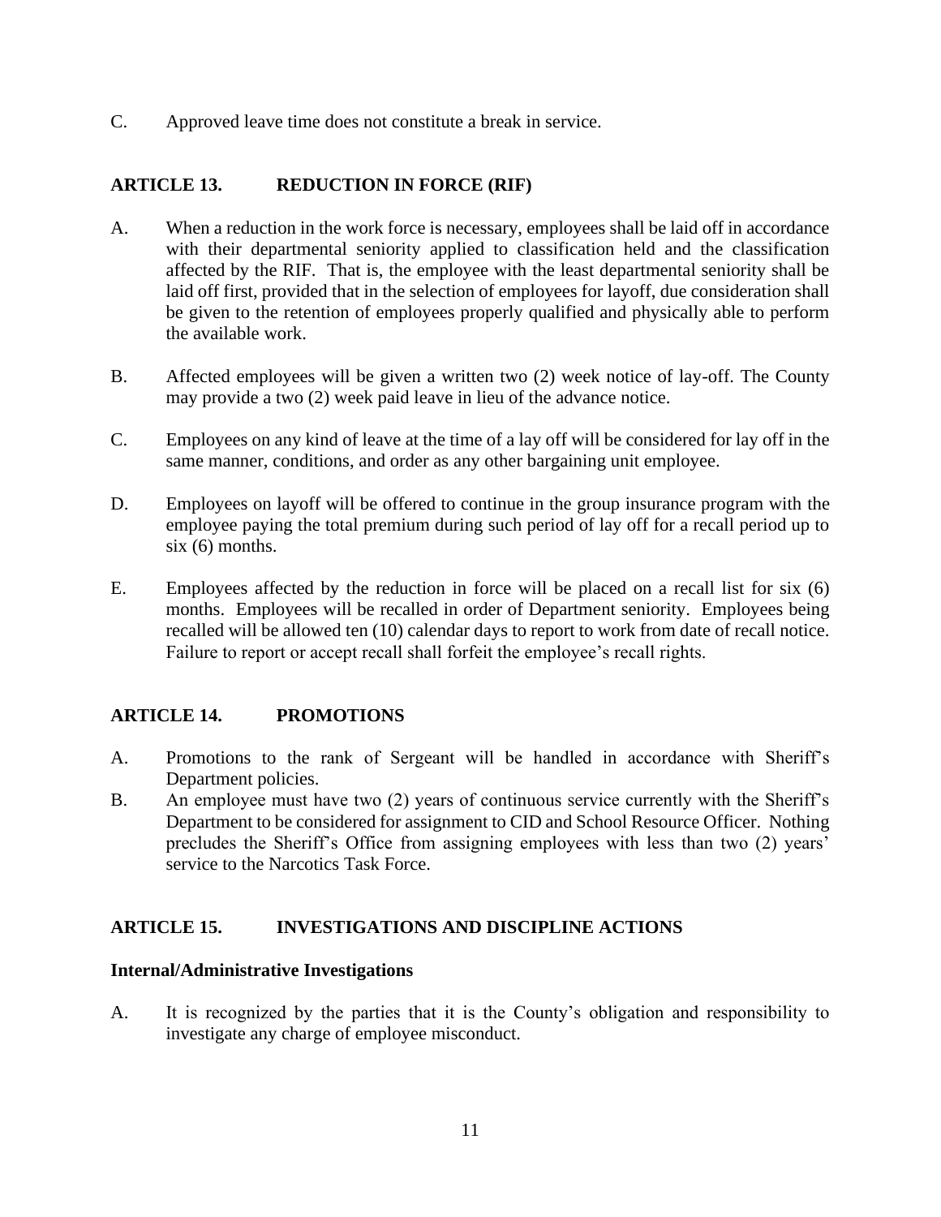C. Approved leave time does not constitute a break in service.

## ARTICLE 13. REDUCTION IN FORCE (RIF)

A. When a reduction in the work force is necessary, employees shall be laid off in accordance with their departmental seniority applied to classification held and the classification affected by the RIF. That is, the employee with the least departmental seniority shall be laid off first, provided that in the selection of employees for layoff, due consideration shall be given to the retention of employees properly qualified and physically able to perform the available work.

B. Affected employees will be given a written two (2) week notice of lay-off. The County may provide a two (2) week paid leave in lieu of the advance notice.

C. Employees on any kind of leave at the time of a lay off will be considered for lay off in the same manner, conditions, and order as any other bargaining unit employee.

D. Employees on layoff will be offered to continue in the group insurance program with the employee paying the total premium during such period of lay off for a recall period up to six (6) months.

E. Employees affected by the reduction in force will be placed on a recall list for six (6) months. Employees will be recalled in order of Department seniority. Employees being recalled will be allowed ten (10) calendar days to report to work from date of recall notice. Failure to report or accept recall shall forfeit the employee's recall rights.

## ARTICLE 14. PROMOTIONS

A. Promotions to the rank of Sergeant will be handled in accordance with Sheriff's Department policies.

B. An employee must have two (2) years of continuous service currently with the Sheriff's Department to be considered for assignment to CID and School Resource Officer. Nothing precludes the Sheriff's Office from assigning employees with less than two (2) years' service to the Narcotics Task Force.

## ARTICLE 15. INVESTIGATIONS AND DISCIPLINE ACTIONS

**Internal/Administrative Investigations**

A. It is recognized by the parties that it is the County's obligation and responsibility to investigate any charge of employee misconduct.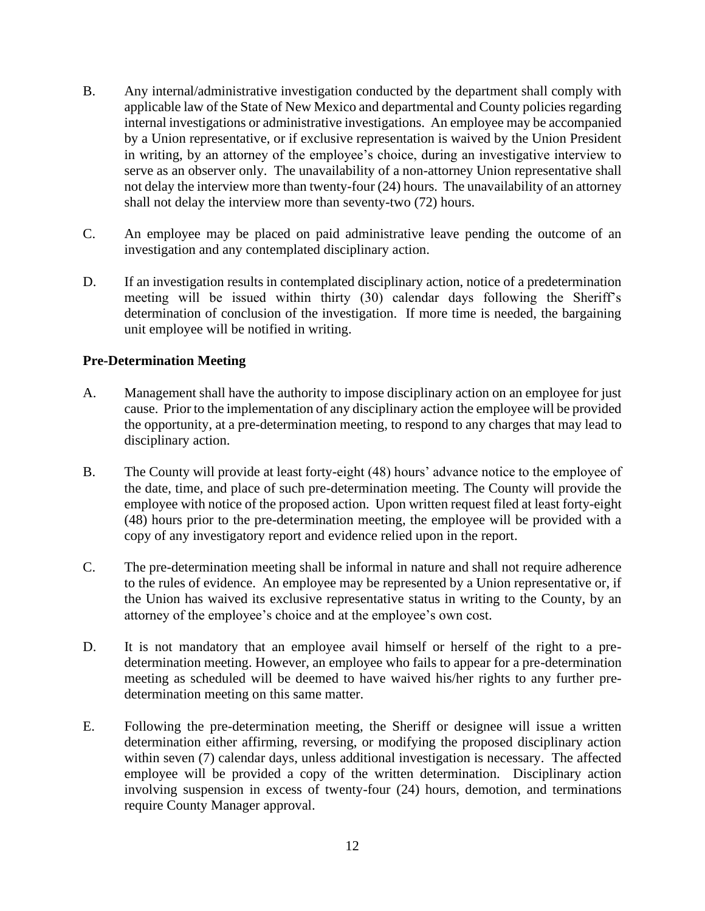B. Any internal/administrative investigation conducted by the department shall comply with applicable law of the State of New Mexico and departmental and County policies regarding internal investigations or administrative investigations. An employee may be accompanied by a Union representative, or if exclusive representation is waived by the Union President in writing, by an attorney of the employee's choice, during an investigative interview to serve as an observer only. The unavailability of a non-attorney Union representative shall not delay the interview more than twenty-four (24) hours. The unavailability of an attorney shall not delay the interview more than seventy-two (72) hours.

C. An employee may be placed on paid administrative leave pending the outcome of an investigation and any contemplated disciplinary action.

D. If an investigation results in contemplated disciplinary action, notice of a predetermination meeting will be issued within thirty (30) calendar days following the Sheriff's determination of conclusion of the investigation. If more time is needed, the bargaining unit employee will be notified in writing.

**Pre-Determination Meeting**

A. Management shall have the authority to impose disciplinary action on an employee for just cause. Prior to the implementation of any disciplinary action the employee will be provided the opportunity, at a pre-determination meeting, to respond to any charges that may lead to disciplinary action.

B. The County will provide at least forty-eight (48) hours' advance notice to the employee of the date, time, and place of such pre-determination meeting. The County will provide the employee with notice of the proposed action. Upon written request filed at least forty-eight (48) hours prior to the pre-determination meeting, the employee will be provided with a copy of any investigatory report and evidence relied upon in the report.

C. The pre-determination meeting shall be informal in nature and shall not require adherence to the rules of evidence. An employee may be represented by a Union representative or, if the Union has waived its exclusive representative status in writing to the County, by an attorney of the employee's choice and at the employee's own cost.

D. It is not mandatory that an employee avail himself or herself of the right to a pre-determination meeting. However, an employee who fails to appear for a pre-determination meeting as scheduled will be deemed to have waived his/her rights to any further pre-determination meeting on this same matter.

E. Following the pre-determination meeting, the Sheriff or designee will issue a written determination either affirming, reversing, or modifying the proposed disciplinary action within seven (7) calendar days, unless additional investigation is necessary. The affected employee will be provided a copy of the written determination. Disciplinary action involving suspension in excess of twenty-four (24) hours, demotion, and terminations require County Manager approval.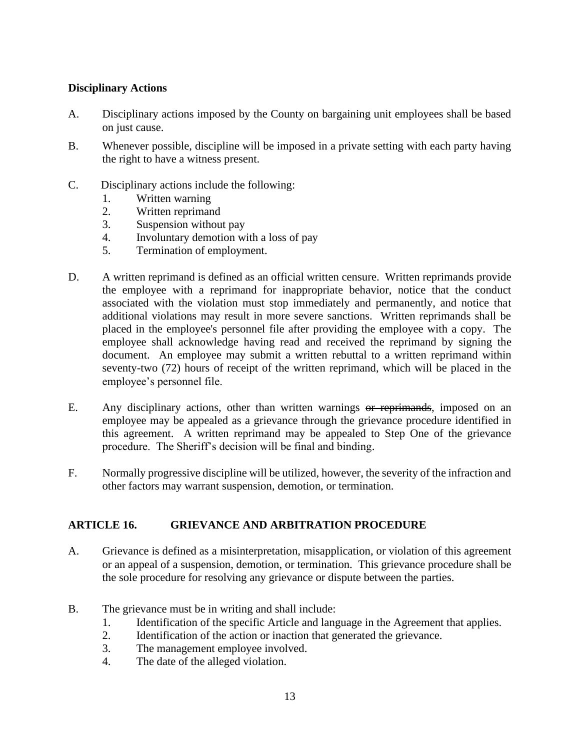**Disciplinary Actions**

A. Disciplinary actions imposed by the County on bargaining unit employees shall be based on just cause.

B. Whenever possible, discipline will be imposed in a private setting with each party having the right to have a witness present.

C. Disciplinary actions include the following:
   1. Written warning
   2. Written reprimand
   3. Suspension without pay
   4. Involuntary demotion with a loss of pay
   5. Termination of employment.

D. A written reprimand is defined as an official written censure. Written reprimands provide the employee with a reprimand for inappropriate behavior, notice that the conduct associated with the violation must stop immediately and permanently, and notice that additional violations may result in more severe sanctions. Written reprimands shall be placed in the employee's personnel file after providing the employee with a copy. The employee shall acknowledge having read and received the reprimand by signing the document. An employee may submit a written rebuttal to a written reprimand within seventy-two (72) hours of receipt of the written reprimand, which will be placed in the employee's personnel file.

E. Any disciplinary actions, other than written warnings ~~or reprimands~~, imposed on an employee may be appealed as a grievance through the grievance procedure identified in this agreement. A written reprimand may be appealed to Step One of the grievance procedure. The Sheriff's decision will be final and binding.

F. Normally progressive discipline will be utilized, however, the severity of the infraction and other factors may warrant suspension, demotion, or termination.

## ARTICLE 16. GRIEVANCE AND ARBITRATION PROCEDURE

A. Grievance is defined as a misinterpretation, misapplication, or violation of this agreement or an appeal of a suspension, demotion, or termination. This grievance procedure shall be the sole procedure for resolving any grievance or dispute between the parties.

B. The grievance must be in writing and shall include:
   1. Identification of the specific Article and language in the Agreement that applies.
   2. Identification of the action or inaction that generated the grievance.
   3. The management employee involved.
   4. The date of the alleged violation.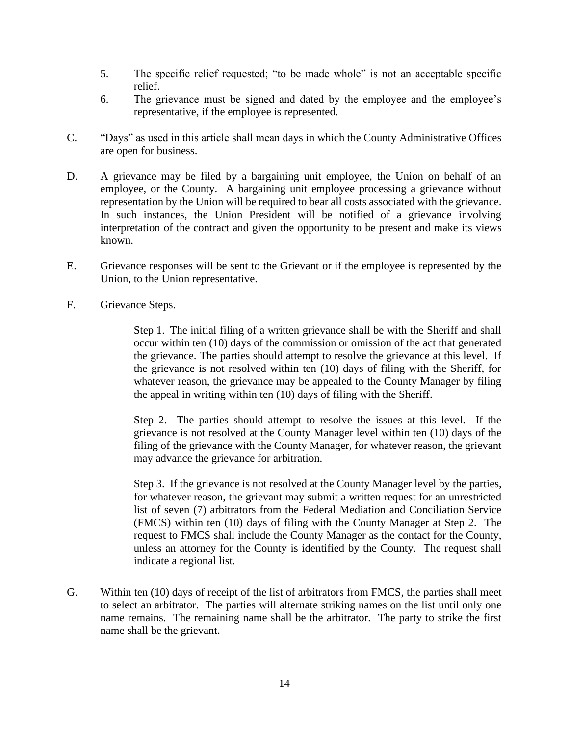5. The specific relief requested; "to be made whole" is not an acceptable specific relief.
6. The grievance must be signed and dated by the employee and the employee's representative, if the employee is represented.

C. "Days" as used in this article shall mean days in which the County Administrative Offices are open for business.

D. A grievance may be filed by a bargaining unit employee, the Union on behalf of an employee, or the County. A bargaining unit employee processing a grievance without representation by the Union will be required to bear all costs associated with the grievance. In such instances, the Union President will be notified of a grievance involving interpretation of the contract and given the opportunity to be present and make its views known.

E. Grievance responses will be sent to the Grievant or if the employee is represented by the Union, to the Union representative.

F. Grievance Steps.

> Step 1. The initial filing of a written grievance shall be with the Sheriff and shall occur within ten (10) days of the commission or omission of the act that generated the grievance. The parties should attempt to resolve the grievance at this level. If the grievance is not resolved within ten (10) days of filing with the Sheriff, for whatever reason, the grievance may be appealed to the County Manager by filing the appeal in writing within ten (10) days of filing with the Sheriff.
>
> Step 2. The parties should attempt to resolve the issues at this level. If the grievance is not resolved at the County Manager level within ten (10) days of the filing of the grievance with the County Manager, for whatever reason, the grievant may advance the grievance for arbitration.
>
> Step 3. If the grievance is not resolved at the County Manager level by the parties, for whatever reason, the grievant may submit a written request for an unrestricted list of seven (7) arbitrators from the Federal Mediation and Conciliation Service (FMCS) within ten (10) days of filing with the County Manager at Step 2. The request to FMCS shall include the County Manager as the contact for the County, unless an attorney for the County is identified by the County. The request shall indicate a regional list.

G. Within ten (10) days of receipt of the list of arbitrators from FMCS, the parties shall meet to select an arbitrator. The parties will alternate striking names on the list until only one name remains. The remaining name shall be the arbitrator. The party to strike the first name shall be the grievant.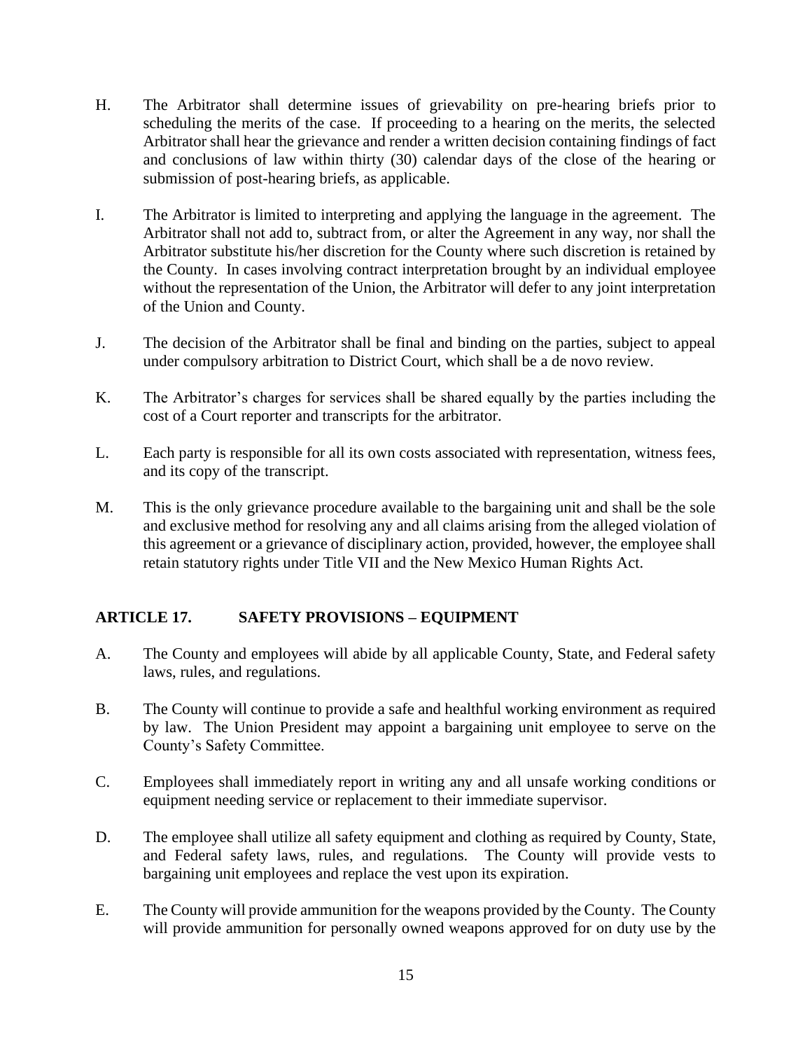H. The Arbitrator shall determine issues of grievability on pre-hearing briefs prior to scheduling the merits of the case. If proceeding to a hearing on the merits, the selected Arbitrator shall hear the grievance and render a written decision containing findings of fact and conclusions of law within thirty (30) calendar days of the close of the hearing or submission of post-hearing briefs, as applicable.

I. The Arbitrator is limited to interpreting and applying the language in the agreement. The Arbitrator shall not add to, subtract from, or alter the Agreement in any way, nor shall the Arbitrator substitute his/her discretion for the County where such discretion is retained by the County. In cases involving contract interpretation brought by an individual employee without the representation of the Union, the Arbitrator will defer to any joint interpretation of the Union and County.

J. The decision of the Arbitrator shall be final and binding on the parties, subject to appeal under compulsory arbitration to District Court, which shall be a de novo review.

K. The Arbitrator's charges for services shall be shared equally by the parties including the cost of a Court reporter and transcripts for the arbitrator.

L. Each party is responsible for all its own costs associated with representation, witness fees, and its copy of the transcript.

M. This is the only grievance procedure available to the bargaining unit and shall be the sole and exclusive method for resolving any and all claims arising from the alleged violation of this agreement or a grievance of disciplinary action, provided, however, the employee shall retain statutory rights under Title VII and the New Mexico Human Rights Act.

## ARTICLE 17. SAFETY PROVISIONS – EQUIPMENT

A. The County and employees will abide by all applicable County, State, and Federal safety laws, rules, and regulations.

B. The County will continue to provide a safe and healthful working environment as required by law. The Union President may appoint a bargaining unit employee to serve on the County's Safety Committee.

C. Employees shall immediately report in writing any and all unsafe working conditions or equipment needing service or replacement to their immediate supervisor.

D. The employee shall utilize all safety equipment and clothing as required by County, State, and Federal safety laws, rules, and regulations. The County will provide vests to bargaining unit employees and replace the vest upon its expiration.

E. The County will provide ammunition for the weapons provided by the County. The County will provide ammunition for personally owned weapons approved for on duty use by the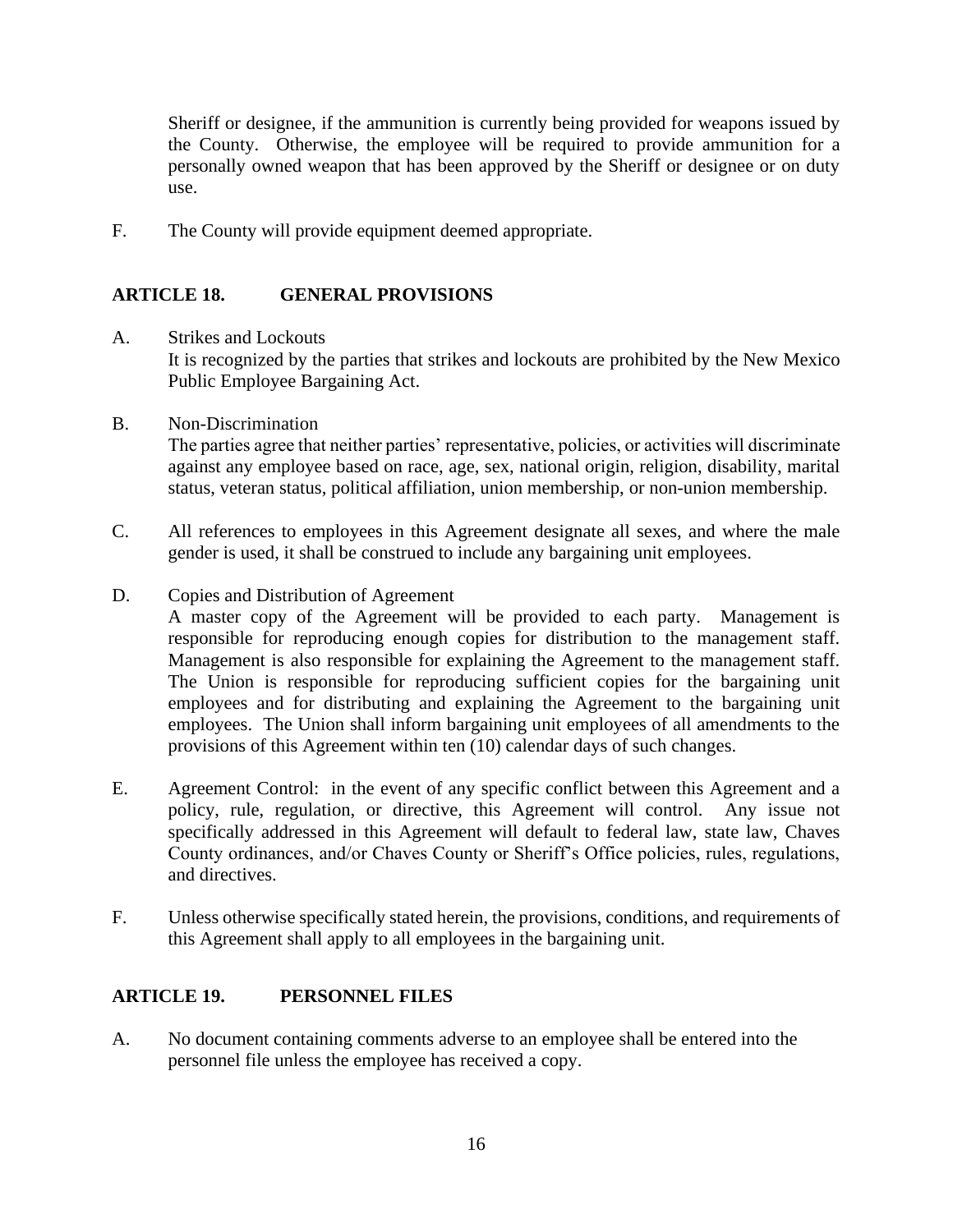Sheriff or designee, if the ammunition is currently being provided for weapons issued by the County. Otherwise, the employee will be required to provide ammunition for a personally owned weapon that has been approved by the Sheriff or designee or on duty use.

F. The County will provide equipment deemed appropriate.

## ARTICLE 18. GENERAL PROVISIONS

A. Strikes and Lockouts
It is recognized by the parties that strikes and lockouts are prohibited by the New Mexico Public Employee Bargaining Act.

B. Non-Discrimination
The parties agree that neither parties' representative, policies, or activities will discriminate against any employee based on race, age, sex, national origin, religion, disability, marital status, veteran status, political affiliation, union membership, or non-union membership.

C. All references to employees in this Agreement designate all sexes, and where the male gender is used, it shall be construed to include any bargaining unit employees.

D. Copies and Distribution of Agreement
A master copy of the Agreement will be provided to each party. Management is responsible for reproducing enough copies for distribution to the management staff. Management is also responsible for explaining the Agreement to the management staff. The Union is responsible for reproducing sufficient copies for the bargaining unit employees and for distributing and explaining the Agreement to the bargaining unit employees. The Union shall inform bargaining unit employees of all amendments to the provisions of this Agreement within ten (10) calendar days of such changes.

E. Agreement Control: in the event of any specific conflict between this Agreement and a policy, rule, regulation, or directive, this Agreement will control. Any issue not specifically addressed in this Agreement will default to federal law, state law, Chaves County ordinances, and/or Chaves County or Sheriff's Office policies, rules, regulations, and directives.

F. Unless otherwise specifically stated herein, the provisions, conditions, and requirements of this Agreement shall apply to all employees in the bargaining unit.

## ARTICLE 19. PERSONNEL FILES

A. No document containing comments adverse to an employee shall be entered into the personnel file unless the employee has received a copy.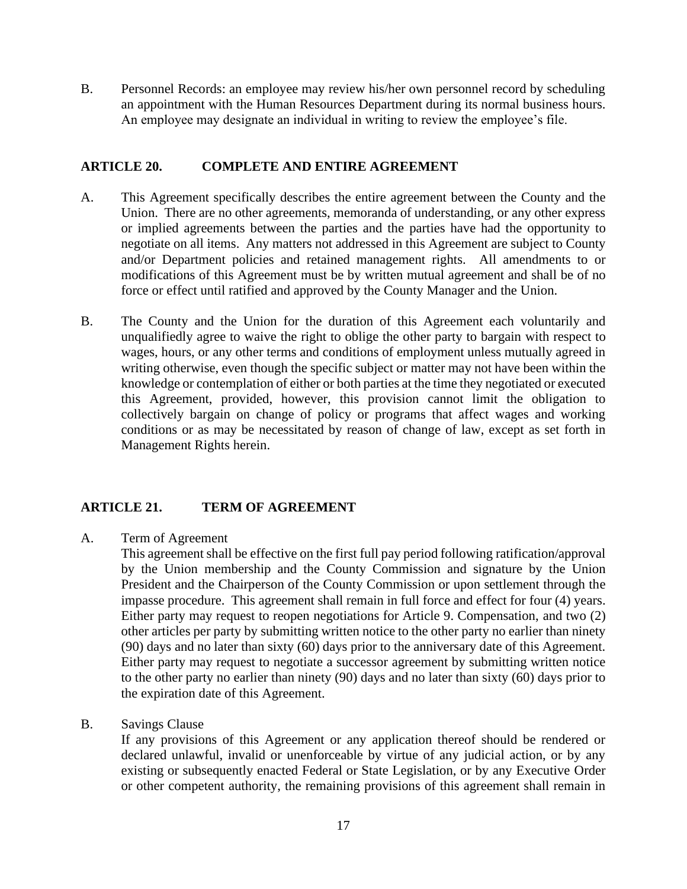B. Personnel Records: an employee may review his/her own personnel record by scheduling an appointment with the Human Resources Department during its normal business hours. An employee may designate an individual in writing to review the employee's file.

## ARTICLE 20. COMPLETE AND ENTIRE AGREEMENT

A. This Agreement specifically describes the entire agreement between the County and the Union. There are no other agreements, memoranda of understanding, or any other express or implied agreements between the parties and the parties have had the opportunity to negotiate on all items. Any matters not addressed in this Agreement are subject to County and/or Department policies and retained management rights. All amendments to or modifications of this Agreement must be by written mutual agreement and shall be of no force or effect until ratified and approved by the County Manager and the Union.

B. The County and the Union for the duration of this Agreement each voluntarily and unqualifiedly agree to waive the right to oblige the other party to bargain with respect to wages, hours, or any other terms and conditions of employment unless mutually agreed in writing otherwise, even though the specific subject or matter may not have been within the knowledge or contemplation of either or both parties at the time they negotiated or executed this Agreement, provided, however, this provision cannot limit the obligation to collectively bargain on change of policy or programs that affect wages and working conditions or as may be necessitated by reason of change of law, except as set forth in Management Rights herein.

## ARTICLE 21. TERM OF AGREEMENT

A. Term of Agreement

This agreement shall be effective on the first full pay period following ratification/approval by the Union membership and the County Commission and signature by the Union President and the Chairperson of the County Commission or upon settlement through the impasse procedure. This agreement shall remain in full force and effect for four (4) years. Either party may request to reopen negotiations for Article 9. Compensation, and two (2) other articles per party by submitting written notice to the other party no earlier than ninety (90) days and no later than sixty (60) days prior to the anniversary date of this Agreement. Either party may request to negotiate a successor agreement by submitting written notice to the other party no earlier than ninety (90) days and no later than sixty (60) days prior to the expiration date of this Agreement.

B. Savings Clause

If any provisions of this Agreement or any application thereof should be rendered or declared unlawful, invalid or unenforceable by virtue of any judicial action, or by any existing or subsequently enacted Federal or State Legislation, or by any Executive Order or other competent authority, the remaining provisions of this agreement shall remain in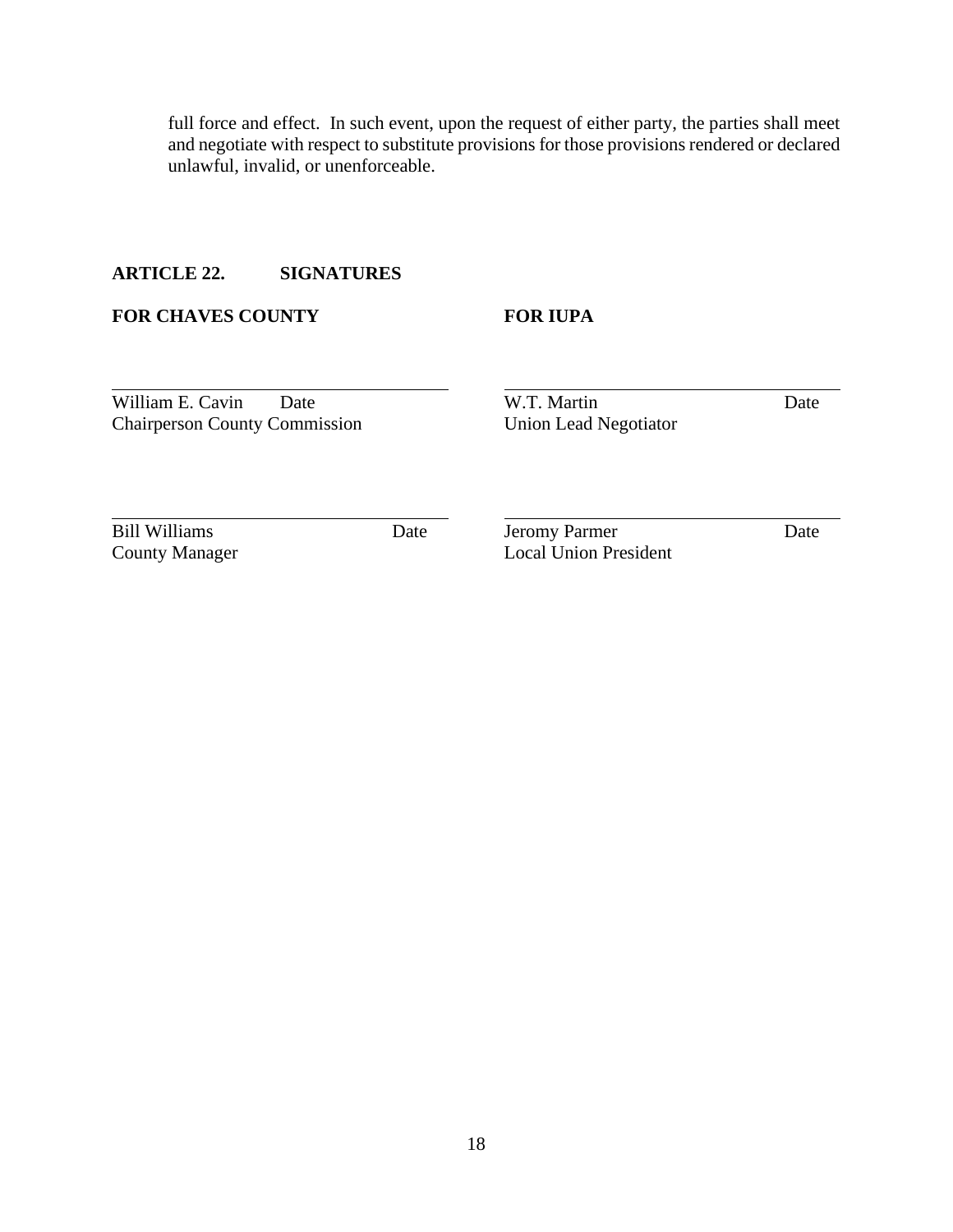full force and effect. In such event, upon the request of either party, the parties shall meet and negotiate with respect to substitute provisions for those provisions rendered or declared unlawful, invalid, or unenforceable.

## ARTICLE 22. SIGNATURES

| **FOR CHAVES COUNTY** | | **FOR IUPA** | |
|---|---|---|---|
| William E. Cavin | Date | W.T. Martin | Date |
| Chairperson County Commission | | Union Lead Negotiator | |
| Bill Williams | Date | Jeromy Parmer | Date |
| County Manager | | Local Union President | |